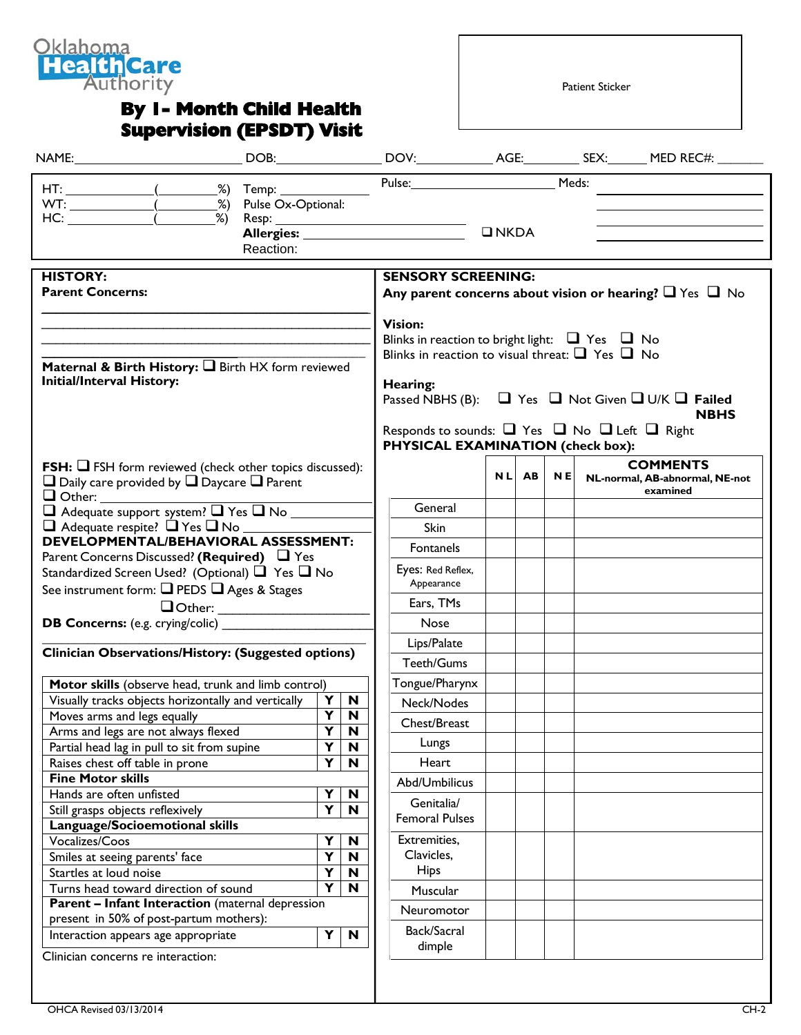Oklahoma Health Care Authority

# By 1- Month Child Health Supervision (EPSDT) Visit

Patient Sticker

NAME:________________________ DOB:________________ DOV:____________ AGE:________ SEX:______ MED REC#: _______

HT: ____________(________%) Temp: ____________ Pulse:____________________ Meds: ____________________
WT: ____________(________%) Pulse Ox-Optional: ____________________
HC: ____________(________%) Resp: ____________________ ____________________
**Allergies:** ____________________ ❑ NKDA
Reaction:

**HISTORY:**
**Parent Concerns:**

________________________________________________
________________________________________________
________________________________________________
________________________________________________

**Maternal & Birth History:** ❑ Birth HX form reviewed
**Initial/Interval History:**

**FSH:** ❑ FSH form reviewed (check other topics discussed):
❑ Daily care provided by ❑ Daycare ❑ Parent
❑ Other: ____________________
❑ Adequate support system? ❑ Yes ❑ No ____________
❑ Adequate respite? ❑ Yes ❑ No ____________

**DEVELOPMENTAL/BEHAVIORAL ASSESSMENT:**
Parent Concerns Discussed? **(Required)** ❑ Yes
Standardized Screen Used? (Optional) ❑ Yes ❑ No
See instrument form: ❑ PEDS ❑ Ages & Stages
❑ Other: ____________________
**DB Concerns:** (e.g. crying/colic) ____________________

**Clinician Observations/History: (Suggested options)**

| **Motor skills** (observe head, trunk and limb control) | | |
|---|---|---|
| Visually tracks objects horizontally and vertically | Y | N |
| Moves arms and legs equally | Y | N |
| Arms and legs are not always flexed | Y | N |
| Partial head lag in pull to sit from supine | Y | N |
| Raises chest off table in prone | Y | N |
| **Fine Motor skills** | | |
| Hands are often unfisted | Y | N |
| Still grasps objects reflexively | Y | N |
| **Language/Socioemotional skills** | | |
| Vocalizes/Coos | Y | N |
| Smiles at seeing parents' face | Y | N |
| Startles at loud noise | Y | N |
| Turns head toward direction of sound | Y | N |
| **Parent – Infant Interaction** (maternal depression present in 50% of post-partum mothers): | | |
| Interaction appears age appropriate | Y | N |

Clinician concerns re interaction:

**SENSORY SCREENING:**
**Any parent concerns about vision or hearing?** ❑ Yes ❑ No

**Vision:**
Blinks in reaction to bright light: ❑ Yes ❑ No
Blinks in reaction to visual threat: ❑ Yes ❑ No

**Hearing:**
Passed NBHS (B): ❑ Yes ❑ Not Given ❑ U/K ❑ **Failed NBHS**
Responds to sounds: ❑ Yes ❑ No ❑ Left ❑ Right

**PHYSICAL EXAMINATION (check box):**

| | NL | AB | NE | **COMMENTS** NL-normal, AB-abnormal, NE-not examined |
|---|---|---|---|---|
| General | | | | |
| Skin | | | | |
| Fontanels | | | | |
| Eyes: Red Reflex, Appearance | | | | |
| Ears, TMs | | | | |
| Nose | | | | |
| Lips/Palate | | | | |
| Teeth/Gums | | | | |
| Tongue/Pharynx | | | | |
| Neck/Nodes | | | | |
| Chest/Breast | | | | |
| Lungs | | | | |
| Heart | | | | |
| Abd/Umbilicus | | | | |
| Genitalia/ Femoral Pulses | | | | |
| Extremities, Clavicles, Hips | | | | |
| Muscular | | | | |
| Neuromotor | | | | |
| Back/Sacral dimple | | | | |

OHCA Revised 03/13/2014 CH-2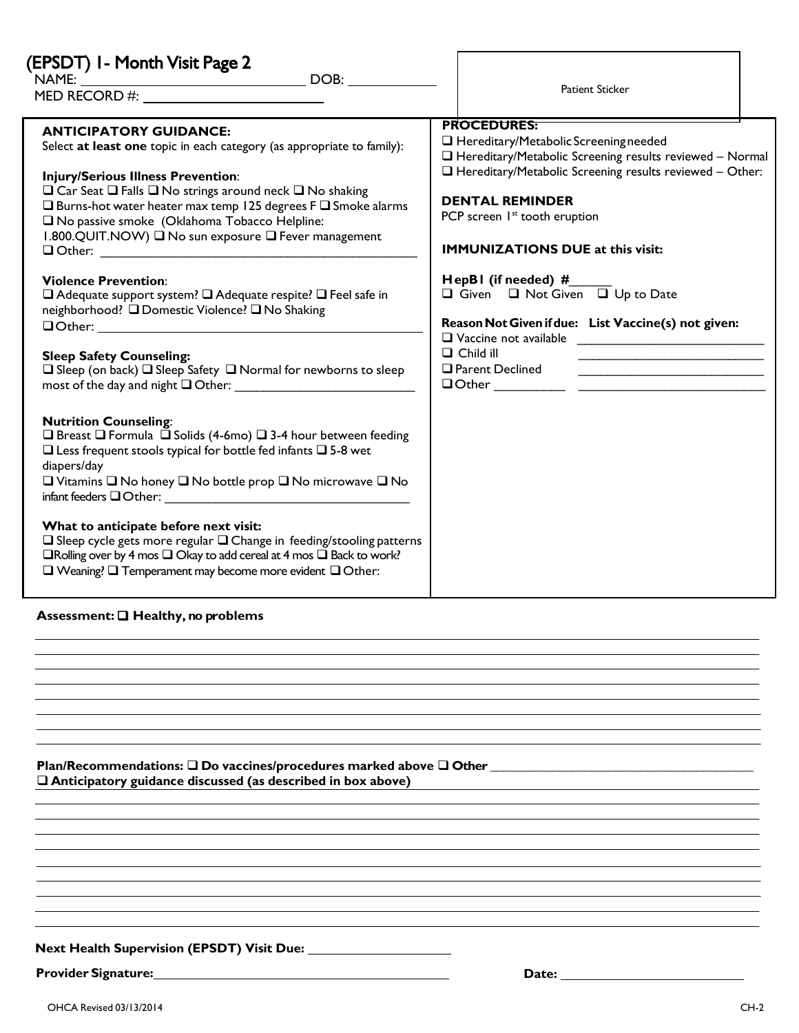# (EPSDT) 1- Month Visit Page 2

NAME: ______________________________ DOB: ____________

MED RECORD #: ______________________

Patient Sticker

**ANTICIPATORY GUIDANCE:**
Select **at least one** topic in each category (as appropriate to family):

**Injury/Serious Illness Prevention**:
❑ Car Seat ❑ Falls ❑ No strings around neck ❑ No shaking
❑ Burns-hot water heater max temp 125 degrees F ❑ Smoke alarms
❑ No passive smoke (Oklahoma Tobacco Helpline: 1.800.QUIT.NOW) ❑ No sun exposure ❑ Fever management
❑ Other: ________________________________________________

**Violence Prevention**:
❑ Adequate support system? ❑ Adequate respite? ❑ Feel safe in neighborhood? ❑ Domestic Violence? ❑ No Shaking
❑ Other: ________________________________________________

**Sleep Safety Counseling:**
❑ Sleep (on back) ❑ Sleep Safety ❑ Normal for newborns to sleep most of the day and night ❑ Other: ___________________________

**Nutrition Counseling**:
❑ Breast ❑ Formula ❑ Solids (4-6mo) ❑ 3-4 hour between feeding
❑ Less frequent stools typical for bottle fed infants ❑ 5-8 wet diapers/day
❑ Vitamins ❑ No honey ❑ No bottle prop ❑ No microwave ❑ No infant feeders ❑ Other: ____________________________________

**What to anticipate before next visit:**
❑ Sleep cycle gets more regular ❑ Change in feeding/stooling patterns
❑ Rolling over by 4 mos ❑ Okay to add cereal at 4 mos ❑ Back to work?
❑ Weaning? ❑ Temperament may become more evident ❑ Other:

**PROCEDURES:**
❑ Hereditary/Metabolic Screening needed
❑ Hereditary/Metabolic Screening results reviewed – Normal
❑ Hereditary/Metabolic Screening results reviewed – Other:

**DENTAL REMINDER**
PCP screen 1st tooth eruption

**IMMUNIZATIONS DUE at this visit:**

**HepB1 (if needed) #______**
❑ Given ❑ Not Given ❑ Up to Date

**Reason Not Given if due: List Vaccine(s) not given:**

❑ Vaccine not available ___________________________
❑ Child ill ___________________________
❑ Parent Declined ___________________________
❑ Other __________ ___________________________

**Assessment: ❑ Healthy, no problems**

**Plan/Recommendations: ❑ Do vaccines/procedures marked above ❑ Other** ______________________________________
**❑ Anticipatory guidance discussed (as described in box above)**

**Next Health Supervision (EPSDT) Visit Due:** ____________________

**Provider Signature:** ____________________________________________ **Date:** _________________________

OHCA Revised 03/13/2014 CH-2